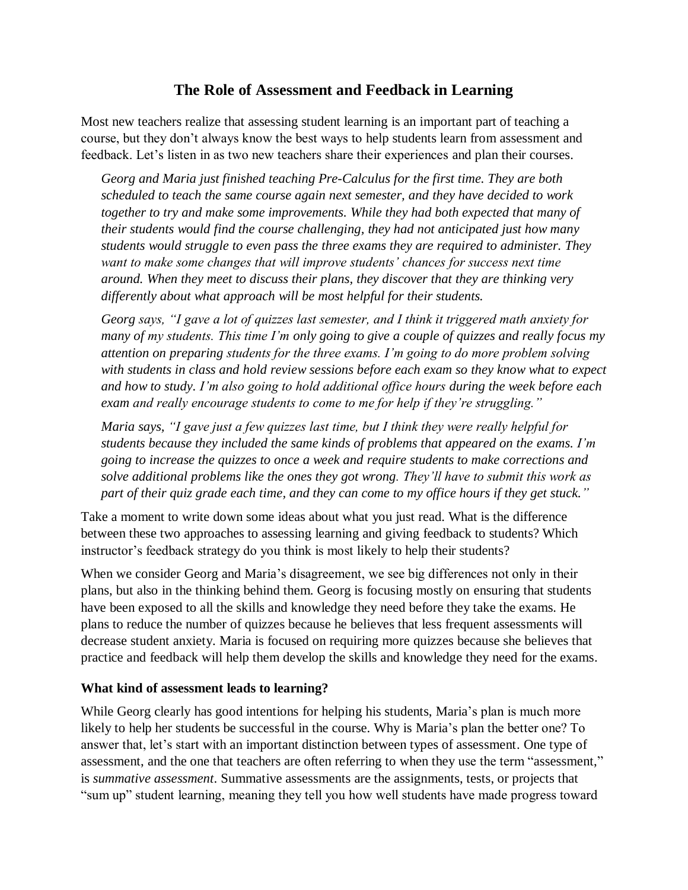# The Role of Assessment and Feedback in Learning

Most new teachers realize that assessing student learning is an important part of teaching a course, but they don't always know the best ways to help students learn from assessment and feedback. Let's listen in as two new teachers share their experiences and plan their courses.

> *Georg and Maria just finished teaching Pre-Calculus for the first time. They are both scheduled to teach the same course again next semester, and they have decided to work together to try and make some improvements. While they had both expected that many of their students would find the course challenging, they had not anticipated just how many students would struggle to even pass the three exams they are required to administer. They want to make some changes that will improve students' chances for success next time around. When they meet to discuss their plans, they discover that they are thinking very differently about what approach will be most helpful for their students.*
>
> *Georg says, "I gave a lot of quizzes last semester, and I think it triggered math anxiety for many of my students. This time I'm only going to give a couple of quizzes and really focus my attention on preparing students for the three exams. I'm going to do more problem solving with students in class and hold review sessions before each exam so they know what to expect and how to study. I'm also going to hold additional office hours during the week before each exam and really encourage students to come to me for help if they're struggling."*
>
> *Maria says, "I gave just a few quizzes last time, but I think they were really helpful for students because they included the same kinds of problems that appeared on the exams. I'm going to increase the quizzes to once a week and require students to make corrections and solve additional problems like the ones they got wrong. They'll have to submit this work as part of their quiz grade each time, and they can come to my office hours if they get stuck."*

Take a moment to write down some ideas about what you just read. What is the difference between these two approaches to assessing learning and giving feedback to students? Which instructor's feedback strategy do you think is most likely to help their students?

When we consider Georg and Maria's disagreement, we see big differences not only in their plans, but also in the thinking behind them. Georg is focusing mostly on ensuring that students have been exposed to all the skills and knowledge they need before they take the exams. He plans to reduce the number of quizzes because he believes that less frequent assessments will decrease student anxiety. Maria is focused on requiring more quizzes because she believes that practice and feedback will help them develop the skills and knowledge they need for the exams.

### What kind of assessment leads to learning?

While Georg clearly has good intentions for helping his students, Maria's plan is much more likely to help her students be successful in the course. Why is Maria's plan the better one? To answer that, let's start with an important distinction between types of assessment. One type of assessment, and the one that teachers are often referring to when they use the term "assessment," is *summative assessment*. Summative assessments are the assignments, tests, or projects that "sum up" student learning, meaning they tell you how well students have made progress toward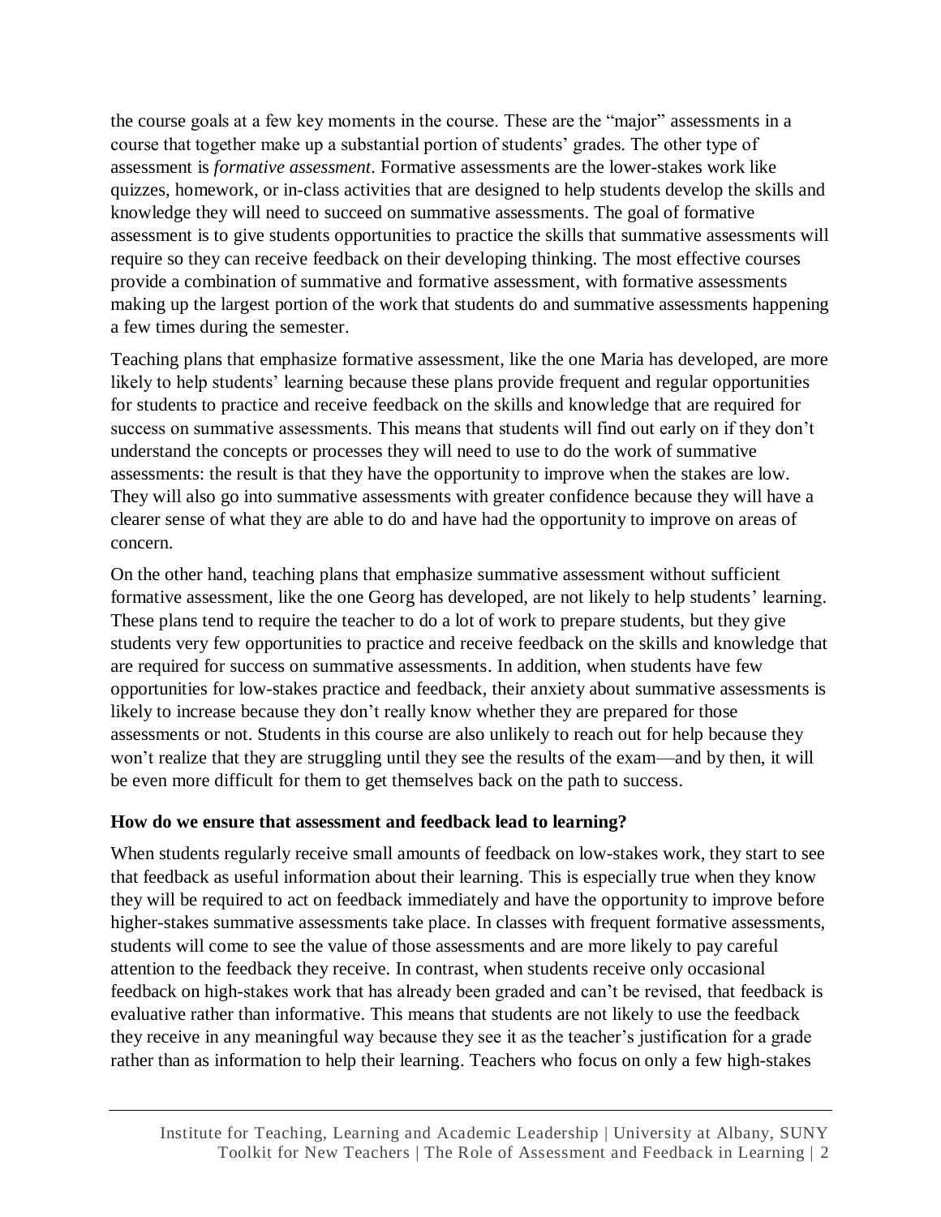the course goals at a few key moments in the course. These are the "major" assessments in a course that together make up a substantial portion of students' grades. The other type of assessment is *formative assessment*. Formative assessments are the lower-stakes work like quizzes, homework, or in-class activities that are designed to help students develop the skills and knowledge they will need to succeed on summative assessments. The goal of formative assessment is to give students opportunities to practice the skills that summative assessments will require so they can receive feedback on their developing thinking. The most effective courses provide a combination of summative and formative assessment, with formative assessments making up the largest portion of the work that students do and summative assessments happening a few times during the semester.

Teaching plans that emphasize formative assessment, like the one Maria has developed, are more likely to help students' learning because these plans provide frequent and regular opportunities for students to practice and receive feedback on the skills and knowledge that are required for success on summative assessments. This means that students will find out early on if they don't understand the concepts or processes they will need to use to do the work of summative assessments: the result is that they have the opportunity to improve when the stakes are low. They will also go into summative assessments with greater confidence because they will have a clearer sense of what they are able to do and have had the opportunity to improve on areas of concern.

On the other hand, teaching plans that emphasize summative assessment without sufficient formative assessment, like the one Georg has developed, are not likely to help students' learning. These plans tend to require the teacher to do a lot of work to prepare students, but they give students very few opportunities to practice and receive feedback on the skills and knowledge that are required for success on summative assessments. In addition, when students have few opportunities for low-stakes practice and feedback, their anxiety about summative assessments is likely to increase because they don't really know whether they are prepared for those assessments or not. Students in this course are also unlikely to reach out for help because they won't realize that they are struggling until they see the results of the exam—and by then, it will be even more difficult for them to get themselves back on the path to success.

### How do we ensure that assessment and feedback lead to learning?

When students regularly receive small amounts of feedback on low-stakes work, they start to see that feedback as useful information about their learning. This is especially true when they know they will be required to act on feedback immediately and have the opportunity to improve before higher-stakes summative assessments take place. In classes with frequent formative assessments, students will come to see the value of those assessments and are more likely to pay careful attention to the feedback they receive. In contrast, when students receive only occasional feedback on high-stakes work that has already been graded and can't be revised, that feedback is evaluative rather than informative. This means that students are not likely to use the feedback they receive in any meaningful way because they see it as the teacher's justification for a grade rather than as information to help their learning. Teachers who focus on only a few high-stakes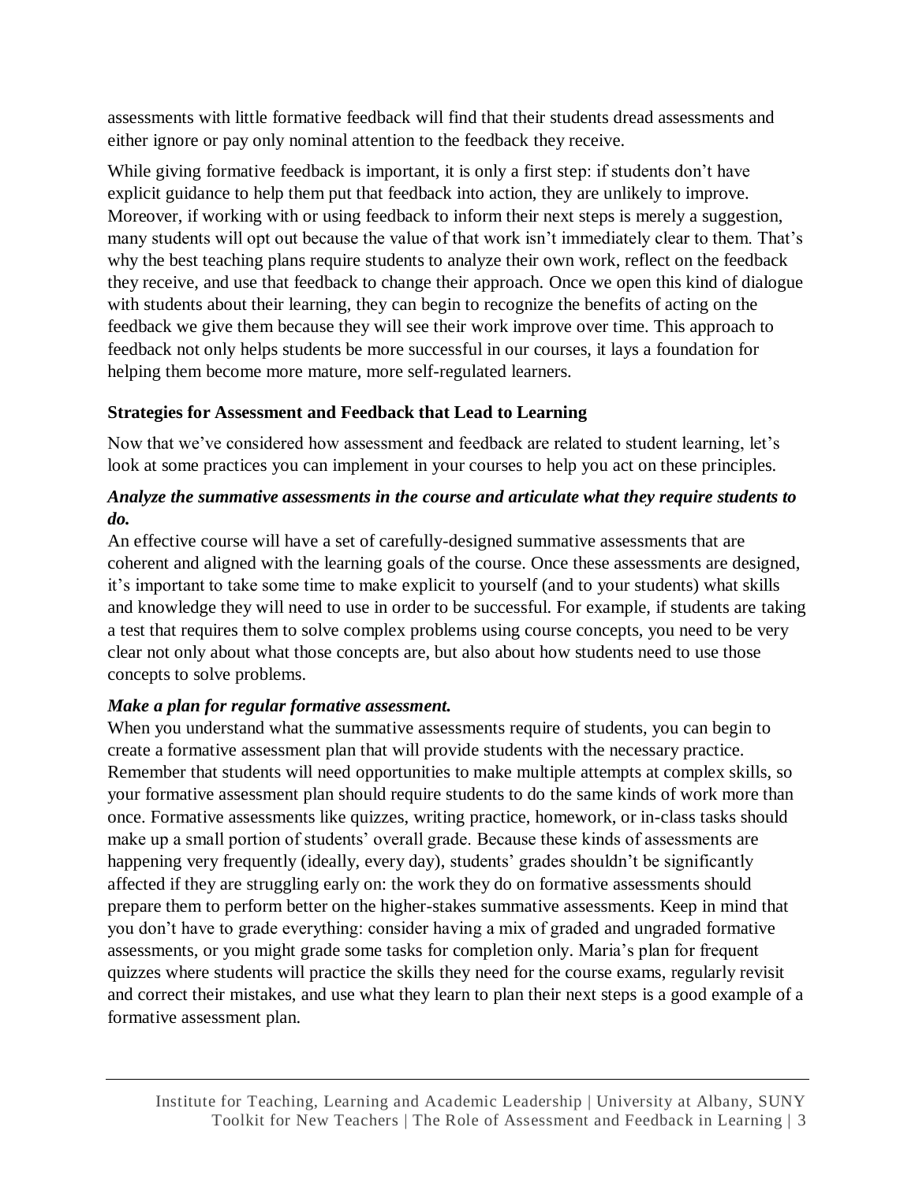assessments with little formative feedback will find that their students dread assessments and either ignore or pay only nominal attention to the feedback they receive.

While giving formative feedback is important, it is only a first step: if students don't have explicit guidance to help them put that feedback into action, they are unlikely to improve. Moreover, if working with or using feedback to inform their next steps is merely a suggestion, many students will opt out because the value of that work isn't immediately clear to them. That's why the best teaching plans require students to analyze their own work, reflect on the feedback they receive, and use that feedback to change their approach. Once we open this kind of dialogue with students about their learning, they can begin to recognize the benefits of acting on the feedback we give them because they will see their work improve over time. This approach to feedback not only helps students be more successful in our courses, it lays a foundation for helping them become more mature, more self-regulated learners.

### Strategies for Assessment and Feedback that Lead to Learning

Now that we've considered how assessment and feedback are related to student learning, let's look at some practices you can implement in your courses to help you act on these principles.

#### *Analyze the summative assessments in the course and articulate what they require students to do.*

An effective course will have a set of carefully-designed summative assessments that are coherent and aligned with the learning goals of the course. Once these assessments are designed, it's important to take some time to make explicit to yourself (and to your students) what skills and knowledge they will need to use in order to be successful. For example, if students are taking a test that requires them to solve complex problems using course concepts, you need to be very clear not only about what those concepts are, but also about how students need to use those concepts to solve problems.

#### *Make a plan for regular formative assessment.*

When you understand what the summative assessments require of students, you can begin to create a formative assessment plan that will provide students with the necessary practice. Remember that students will need opportunities to make multiple attempts at complex skills, so your formative assessment plan should require students to do the same kinds of work more than once. Formative assessments like quizzes, writing practice, homework, or in-class tasks should make up a small portion of students' overall grade. Because these kinds of assessments are happening very frequently (ideally, every day), students' grades shouldn't be significantly affected if they are struggling early on: the work they do on formative assessments should prepare them to perform better on the higher-stakes summative assessments. Keep in mind that you don't have to grade everything: consider having a mix of graded and ungraded formative assessments, or you might grade some tasks for completion only. Maria's plan for frequent quizzes where students will practice the skills they need for the course exams, regularly revisit and correct their mistakes, and use what they learn to plan their next steps is a good example of a formative assessment plan.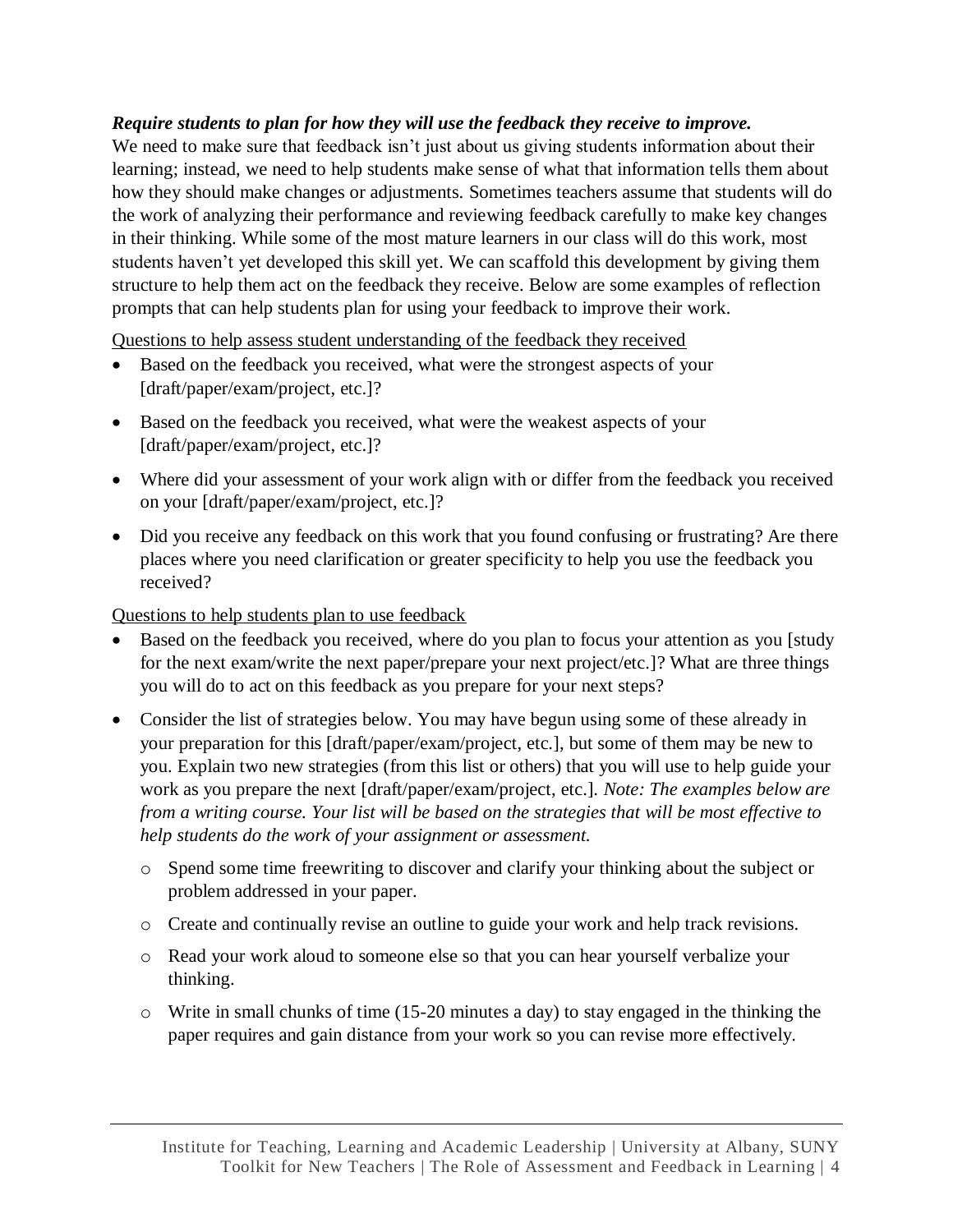***Require students to plan for how they will use the feedback they receive to improve.***

We need to make sure that feedback isn't just about us giving students information about their learning; instead, we need to help students make sense of what that information tells them about how they should make changes or adjustments. Sometimes teachers assume that students will do the work of analyzing their performance and reviewing feedback carefully to make key changes in their thinking. While some of the most mature learners in our class will do this work, most students haven't yet developed this skill yet. We can scaffold this development by giving them structure to help them act on the feedback they receive. Below are some examples of reflection prompts that can help students plan for using your feedback to improve their work.

<u>Questions to help assess student understanding of the feedback they received</u>

- Based on the feedback you received, what were the strongest aspects of your [draft/paper/exam/project, etc.]?
- Based on the feedback you received, what were the weakest aspects of your [draft/paper/exam/project, etc.]?
- Where did your assessment of your work align with or differ from the feedback you received on your [draft/paper/exam/project, etc.]?
- Did you receive any feedback on this work that you found confusing or frustrating? Are there places where you need clarification or greater specificity to help you use the feedback you received?

<u>Questions to help students plan to use feedback</u>

- Based on the feedback you received, where do you plan to focus your attention as you [study for the next exam/write the next paper/prepare your next project/etc.]? What are three things you will do to act on this feedback as you prepare for your next steps?
- Consider the list of strategies below. You may have begun using some of these already in your preparation for this [draft/paper/exam/project, etc.], but some of them may be new to you. Explain two new strategies (from this list or others) that you will use to help guide your work as you prepare the next [draft/paper/exam/project, etc.]. *Note: The examples below are from a writing course. Your list will be based on the strategies that will be most effective to help students do the work of your assignment or assessment.*
  - Spend some time freewriting to discover and clarify your thinking about the subject or problem addressed in your paper.
  - Create and continually revise an outline to guide your work and help track revisions.
  - Read your work aloud to someone else so that you can hear yourself verbalize your thinking.
  - Write in small chunks of time (15-20 minutes a day) to stay engaged in the thinking the paper requires and gain distance from your work so you can revise more effectively.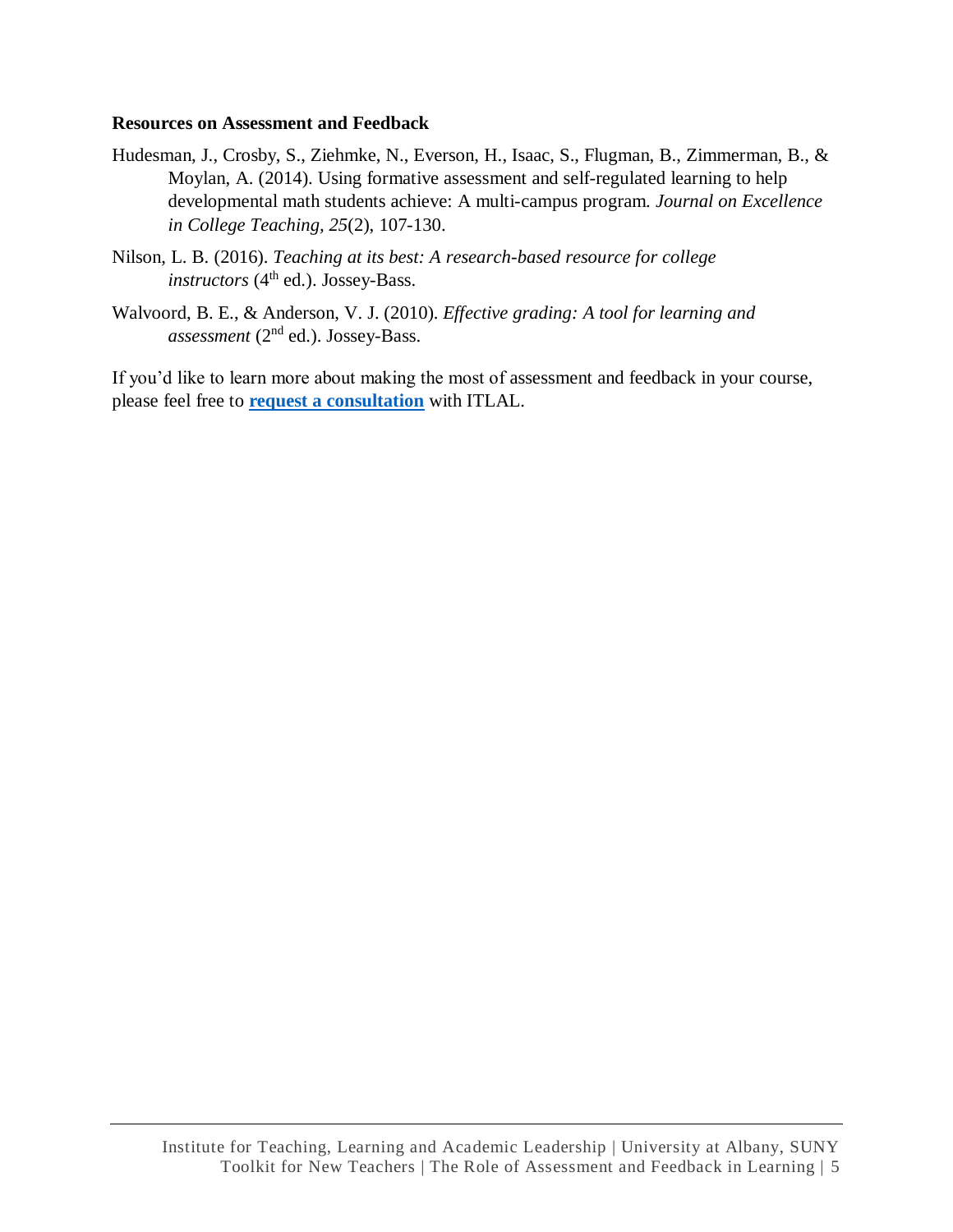**Resources on Assessment and Feedback**

Hudesman, J., Crosby, S., Ziehmke, N., Everson, H., Isaac, S., Flugman, B., Zimmerman, B., & Moylan, A. (2014). Using formative assessment and self-regulated learning to help developmental math students achieve: A multi-campus program. *Journal on Excellence in College Teaching, 25*(2), 107-130.

Nilson, L. B. (2016). *Teaching at its best: A research-based resource for college instructors* (4th ed.). Jossey-Bass.

Walvoord, B. E., & Anderson, V. J. (2010). *Effective grading: A tool for learning and assessment* (2nd ed.). Jossey-Bass.

If you'd like to learn more about making the most of assessment and feedback in your course, please feel free to **request a consultation** with ITLAL.